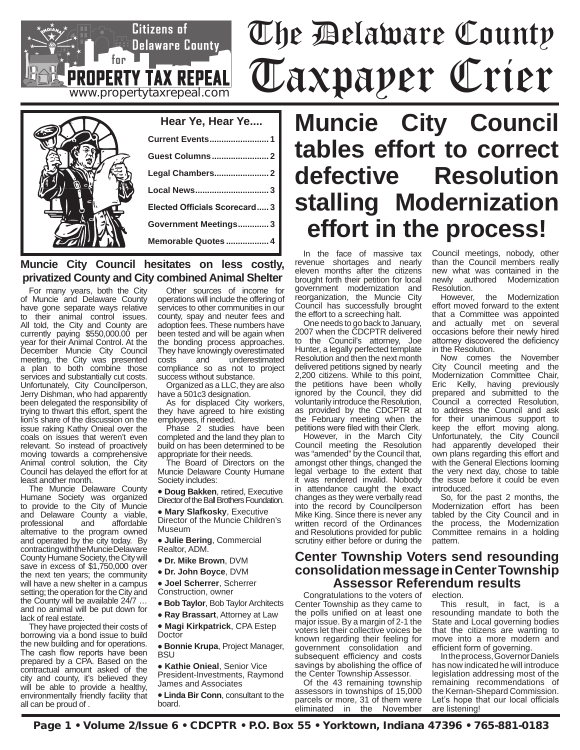Citizens of Delaware County for PROPERTY TAX REPEAL
www.propertytaxrepeal.com

# The Delaware County Taxpayer Crier

**Hear Ye, Hear Ye....**

- Current Events........................ 1
- Guest Columns........................ 2
- Legal Chambers....................... 2
- Local News.............................. 3
- Elected Officials Scorecard..... 3
- Government Meetings............. 3
- Memorable Quotes.................. 4

## Muncie City Council tables effort to correct defective Resolution stalling Modernization effort in the process!

In the face of massive tax revenue shortages and nearly eleven months after the citizens brought forth their petition for local government modernization and reorganization, the Muncie City Council has successfully brought the effort to a screeching halt.

One needs to go back to January, 2007 when the CDCPTR delivered to the Council's attorney, Joe Hunter, a legally perfected template Resolution and then the next month delivered petitions signed by nearly 2,200 citizens. While to this point, the petitions have been wholly ignored by the Council, they did voluntarily introduce the Resolution, as provided by the CDCPTR at the February meeting when the petitions were filed with their Clerk.

However, in the March City Council meeting the Resolution was "amended" by the Council that, amongst other things, changed the legal verbage to the extent that it was rendered invalid. Nobody in attendance caught the exact changes as they were verbally read into the record by Councilperson Mike King. Since there is never any written record of the Ordinances and Resolutions provided for public scrutiny either before or during the Council meetings, nobody, other than the Council members really new what was contained in the newly authored Modernization Resolution.

However, the Modernization effort moved forward to the extent that a Committee was appointed and actually met on several occasions before their newly hired attorney discovered the deficiency in the Resolution.

Now comes the November City Council meeting and the Modernization Committee Chair, Eric Kelly, having previously prepared and submitted to the Council a corrected Resolution, to address the Council and ask for their unanimous support to keep the effort moving along. Unfortunately, the City Council had apparently developed their own plans regarding this effort and with the General Elections looming the very next day, chose to table the issue before it could be even introduced.

So, for the past 2 months, the Modernization effort has been tabled by the City Council and in the process, the Modernization Committee remains in a holding pattern.

## Muncie City Council hesitates on less costly, privatized County and City combined Animal Shelter

For many years, both the City of Muncie and Delaware County have gone separate ways relative to their animal control issues. All told, the City and County are currently paying $550,000.00 per year for their Animal Control. At the December Muncie City Council meeting, the City was presented a plan to both combine those services and substantially cut costs. Unfortunately, City Councilperson, Jerry Dishman, who had apparently been delegated the responsibility of trying to thwart this effort, spent the lion's share of the discussion on the issue raking Kathy Onieal over the coals on issues that weren't even relevant. So instead of proactively moving towards a comprehensive Animal control solution, the City Council has delayed the effort for at least another month.

The Muncie Delaware County Humane Society was organized to provide to the City of Muncie and Delaware County a viable, professional and affordable alternative to the program owned and operated by the city today. By contracting with the Muncie Delaware County Humane Society, the City will save in excess of $1,750,000 over the next ten years; the community will have a new shelter in a campus setting; the operation for the City and the County will be available 24/7 … and no animal will be put down for lack of real estate.

They have projected their costs of borrowing via a bond issue to build the new building and for operations. The cash flow reports have been prepared by a CPA. Based on the contractual amount asked of the city and county, it's believed they will be able to provide a healthy, environmentally friendly facility that all can be proud of .

Other sources of income for operations will include the offering of services to other communities in our county, spay and neuter fees and adoption fees. These numbers have been tested and will be again when the bonding process approaches. They have knowingly overestimated costs and underestimated compliance so as not to project success without substance.

Organized as a LLC, they are also have a 501c3 designation.

As for displaced City workers, they have agreed to hire existing employees, if needed.

Phase 2 studies have been completed and the land they plan to build on has been determined to be appropriate for their needs.

The Board of Directors on the Muncie Delaware County Humane Society includes:

- **Doug Bakken**, retired, Executive Director of the Ball Brothers Foundation.
- **Mary Slafkosky**, Executive Director of the Muncie Children's Museum
- **Julie Bering**, Commercial Realtor, ADM.
- **Dr. Mike Brown**, DVM
- **Dr. John Boyce**, DVM
- **Joel Scherrer**, Scherrer Construction, owner
- **Bob Taylor**, Bob Taylor Architects
- **Ray Brassart**, Attorney at Law
- **Magi Kirkpatrick**, CPA Estep Doctor
- **Bonnie Krupa**, Project Manager, BSU
- **Kathie Onieal**, Senior Vice President-Investments, Raymond James and Associates
- **Linda Bir Conn**, consultant to the board.

## Center Township Voters send resounding consolidation message in Center Township Assessor Referendum results

Congratulations to the voters of Center Township as they came to the polls unified on at least one major issue. By a margin of 2-1 the voters let their collective voices be known regarding their feeling for government consolidation and subsequent efficiency and costs savings by abolishing the office of the Center Township Assessor.

Of the 43 remaining township assessors in townships of 15,000 parcels or more, 31 of them were eliminated in the November election.

This result, in fact, is a resounding mandate to both the State and Local governing bodies that the citizens are wanting to move into a more modern and efficient form of governing.

In the process, Governor Daniels has now indicated he will introduce legislation addressing most of the remaining recommendations of the Kernan-Shepard Commission. Let's hope that our local officials are listening!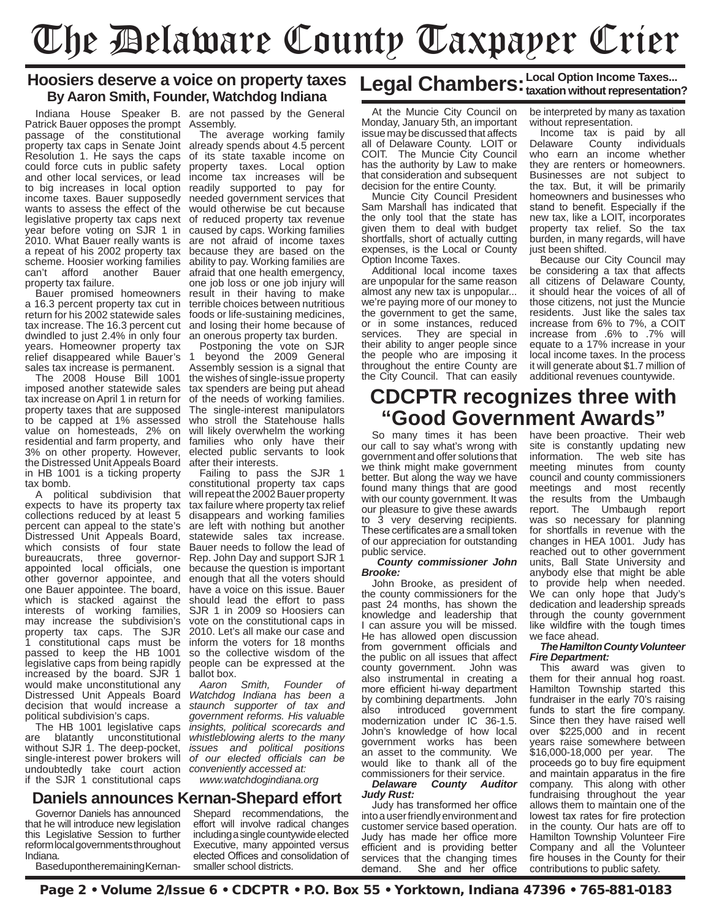# The Delaware County Taxpayer Crier

## Hoosiers deserve a voice on property taxes

### By Aaron Smith, Founder, Watchdog Indiana

Indiana House Speaker B. Patrick Bauer opposes the prompt passage of the constitutional property tax caps in Senate Joint Resolution 1. He says the caps could force cuts in public safety and other local services, or lead to big increases in local option income taxes. Bauer supposedly wants to assess the effect of the legislative property tax caps next year before voting on SJR 1 in 2010. What Bauer really wants is a repeat of his 2002 property tax scheme. Hoosier working families can't afford another Bauer property tax failure.

Bauer promised homeowners a 16.3 percent property tax cut in return for his 2002 statewide sales tax increase. The 16.3 percent cut dwindled to just 2.4% in only four years. Homeowner property tax relief disappeared while Bauer's sales tax increase is permanent.

The 2008 House Bill 1001 imposed another statewide sales tax increase on April 1 in return for property taxes that are supposed to be capped at 1% assessed value on homesteads, 2% on residential and farm property, and 3% on other property. However, the Distressed Unit Appeals Board in HB 1001 is a ticking property tax bomb.

A political subdivision that expects to have its property tax collections reduced by at least 5 percent can appeal to the state's Distressed Unit Appeals Board, which consists of four state bureaucrats, three governor-appointed local officials, one other governor appointee, and one Bauer appointee. The board, which is stacked against the interests of working families, may increase the subdivision's property tax caps. The SJR 1 constitutional caps must be passed to keep the HB 1001 legislative caps from being rapidly increased by the board. SJR 1 would make unconstitutional any Distressed Unit Appeals Board decision that would increase a political subdivision's caps.

The HB 1001 legislative caps are blatantly unconstitutional without SJR 1. The deep-pocket, single-interest power brokers will undoubtedly take court action if the SJR 1 constitutional caps are not passed by the General Assembly.

The average working family already spends about 4.5 percent of its state taxable income on property taxes. Local option income tax increases will be readily supported to pay for needed government services that would otherwise be cut because of reduced property tax revenue caused by caps. Working families are not afraid of income taxes because they are based on the ability to pay. Working families are afraid that one health emergency, one job loss or one job injury will result in their having to make terrible choices between nutritious foods or life-sustaining medicines, and losing their home because of an onerous property tax burden.

Postponing the vote on SJR 1 beyond the 2009 General Assembly session is a signal that the wishes of single-issue property tax spenders are being put ahead of the needs of working families. The single-interest manipulators who stroll the Statehouse halls will likely overwhelm the working families who only have their elected public servants to look after their interests.

Failing to pass the SJR 1 constitutional property tax caps will repeat the 2002 Bauer property tax failure where property tax relief disappears and working families are left with nothing but another statewide sales tax increase. Bauer needs to follow the lead of Rep. John Day and support SJR 1 because the question is important enough that all the voters should have a voice on this issue. Bauer should lead the effort to pass SJR 1 in 2009 so Hoosiers can vote on the constitutional caps in 2010. Let's all make our case and inform the voters for 18 months so the collective wisdom of the people can be expressed at the ballot box.

*Aaron Smith, Founder of Watchdog Indiana has been a staunch supporter of tax and government reforms. His valuable insights, political scorecards and whistleblowing alerts to the many issues and political positions of our elected officials can be conveniently accessed at:*

*www.watchdogindiana.org*

## Daniels announces Kernan-Shepard effort

Governor Daniels has announced that he will introduce new legislation this Legislative Session to further reform local governments throughout Indiana.

Based upon the remaining Kernan-Shepard recommendations, the effort will involve radical changes including a single countywide elected Executive, many appointed versus elected Offices and consolidation of smaller school districts.

## Legal Chambers: Local Option Income Taxes... taxation without representation?

At the Muncie City Council on Monday, January 5th, an important issue may be discussed that affects all of Delaware County. LOIT or COIT. The Muncie City Council has the authority by Law to make that consideration and subsequent decision for the entire County.

Muncie City Council President Sam Marshall has indicated that the only tool that the state has given them to deal with budget shortfalls, short of actually cutting expenses, is the Local or County Option Income Taxes.

Additional local income taxes are unpopular for the same reason almost any new tax is unpopular... we're paying more of our money to the government to get the same, or in some instances, reduced services. They are special in their ability to anger people since the people who are imposing it throughout the entire County are the City Council. That can easily be interpreted by many as taxation without representation.

Income tax is paid by all Delaware County individuals who earn an income whether they are renters or homeowners. Businesses are not subject to the tax. But, it will be primarily homeowners and businesses who stand to benefit. Especially if the new tax, like a LOIT, incorporates property tax relief. So the tax burden, in many regards, will have just been shifted.

Because our City Council may be considering a tax that affects all citizens of Delaware County, it should hear the voices of all of those citizens, not just the Muncie residents. Just like the sales tax increase from 6% to 7%, a COIT increase from .6% to .7% will equate to a 17% increase in your local income taxes. In the process it will generate about $1.7 million of additional revenues countywide.

## CDCPTR recognizes three with "Good Government Awards"

So many times it has been our call to say what's wrong with government and offer solutions that we think might make government better. But along the way we have found many things that are good with our county government. It was our pleasure to give these awards to 3 very deserving recipients. These certificates are a small token of our appreciation for outstanding public service.

***County commissioner John Brooke:***

John Brooke, as president of the county commissioners for the past 24 months, has shown the knowledge and leadership that I can assure you will be missed. He has allowed open discussion from government officials and the public on all issues that affect county government. John was also instrumental in creating a more efficient hi-way department by combining departments. John also introduced government modernization under IC 36-1.5. John's knowledge of how local government works has been an asset to the community. We would like to thank all of the commissioners for their service.

***Delaware County Auditor Judy Rust:***

Judy has transformed her office into a user friendly environment and customer service based operation. Judy has made her office more efficient and is providing better services that the changing times demand. She and her office have been proactive. Their web site is constantly updating new information. The web site has meeting minutes from county council and county commissioners meetings and most recently the results from the Umbaugh report. The Umbaugh report was so necessary for planning for shortfalls in revenue with the changes in HEA 1001. Judy has reached out to other government units, Ball State University and anybody else that might be able to provide help when needed. We can only hope that Judy's dedication and leadership spreads through the county government like wildfire with the tough times we face ahead.

***The Hamilton County Volunteer Fire Department:***

This award was given to them for their annual hog roast. Hamilton Township started this fundraiser in the early 70's raising funds to start the fire company. Since then they have raised well over $225,000 and in recent years raise somewhere between $16,000-18,000 per year. The proceeds go to buy fire equipment and maintain apparatus in the fire company. This along with other fundraising throughout the year allows them to maintain one of the lowest tax rates for fire protection in the county. Our hats are off to Hamilton Township Volunteer Fire Company and all the Volunteer fire houses in the County for their contributions to public safety.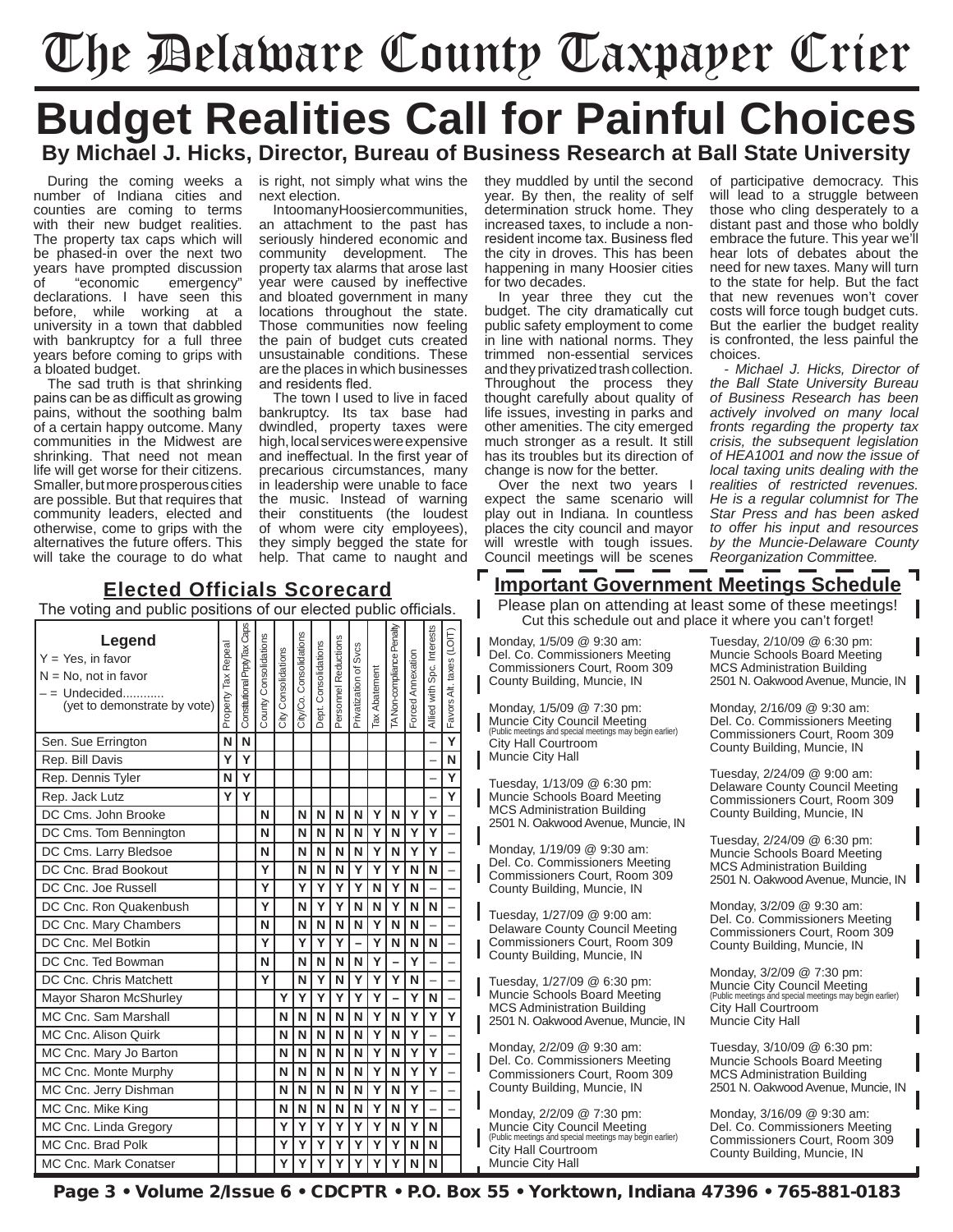# The Delaware County Taxpayer Crier

# Budget Realities Call for Painful Choices

### By Michael J. Hicks, Director, Bureau of Business Research at Ball State University

During the coming weeks a number of Indiana cities and counties are coming to terms with their new budget realities. The property tax caps which will be phased-in over the next two years have prompted discussion of "economic emergency" declarations. I have seen this before, while working at a university in a town that dabbled with bankruptcy for a full three years before coming to grips with a bloated budget.

The sad truth is that shrinking pains can be as difficult as growing pains, without the soothing balm of a certain happy outcome. Many communities in the Midwest are shrinking. That need not mean life will get worse for their citizens. Smaller, but more prosperous cities are possible. But that requires that community leaders, elected and otherwise, come to grips with the alternatives the future offers. This will take the courage to do what is right, not simply what wins the next election.

In too many Hoosier communities, an attachment to the past has seriously hindered economic and community development. The property tax alarms that arose last year were caused by ineffective and bloated government in many locations throughout the state. Those communities now feeling the pain of budget cuts created unsustainable conditions. These are the places in which businesses and residents fled.

The town I used to live in faced bankruptcy. Its tax base had dwindled, property taxes were high, local services were expensive and ineffectual. In the first year of precarious circumstances, many in leadership were unable to face the music. Instead of warning their constituents (the loudest of whom were city employees), they simply begged the state for help. That came to naught and they muddled by until the second year. By then, the reality of self determination struck home. They increased taxes, to include a non-resident income tax. Business fled the city in droves. This has been happening in many Hoosier cities for two decades.

In year three they cut the budget. The city dramatically cut public safety employment to come in line with national norms. They trimmed non-essential services and they privatized trash collection. Throughout the process they thought carefully about quality of life issues, investing in parks and other amenities. The city emerged much stronger as a result. It still has its troubles but its direction of change is now for the better.

Over the next two years I expect the same scenario will play out in Indiana. In countless places the city council and mayor will wrestle with tough issues. Council meetings will be scenes of participative democracy. This will lead to a struggle between those who cling desperately to a distant past and those who boldly embrace the future. This year we'll hear lots of debates about the need for new taxes. Many will turn to the state for help. But the fact that new revenues won't cover costs will force tough budget cuts. But the earlier the budget reality is confronted, the less painful the choices.

*- Michael J. Hicks, Director of the Ball State University Bureau of Business Research has been actively involved on many local fronts regarding the property tax crisis, the subsequent legislation of HEA1001 and now the issue of local taxing units dealing with the realities of restricted revenues. He is a regular columnist for The Star Press and has been asked to offer his input and resources by the Muncie-Delaware County Reorganization Committee.*

## Elected Officials Scorecard

The voting and public positions of our elected public officials.

**Legend**
Y = Yes, in favor
N = No, not in favor
– = Undecided............ (yet to demonstrate by vote)

| | Property Tax Repeal | Constitutional PrptyTax Caps | County Consolidations | City Consolidations | City/Co. Consolidations | Dept. Consolidations | Personnel Reductions | Privatization of Svcs | Tax Abatement | TA Non-compliance Penalty | Forced Annexation | Allied with Spc. Interests | Favors Alt. taxes (LOIT) |
|---|---|---|---|---|---|---|---|---|---|---|---|---|---|
| Sen. Sue Errington | N | N | | | | | | | | | | – | Y |
| Rep. Bill Davis | Y | Y | | | | | | | | | | – | N |
| Rep. Dennis Tyler | N | Y | | | | | | | | | | – | Y |
| Rep. Jack Lutz | Y | Y | | | | | | | | | | – | Y |
| DC Cms. John Brooke | | | N | | N | N | N | N | Y | N | Y | Y | – |
| DC Cms. Tom Bennington | | | N | | N | N | N | N | Y | N | Y | Y | – |
| DC Cms. Larry Bledsoe | | | N | | N | N | N | N | Y | N | Y | Y | – |
| DC Cnc. Brad Bookout | | | Y | | N | N | N | Y | Y | Y | N | N | – |
| DC Cnc. Joe Russell | | | Y | | Y | Y | Y | Y | N | Y | N | – | – |
| DC Cnc. Ron Quakenbush | | | Y | | N | Y | Y | N | N | Y | N | N | – |
| DC Cnc. Mary Chambers | | | N | | N | N | N | N | Y | N | N | – | – |
| DC Cnc. Mel Botkin | | | Y | | Y | Y | Y | – | Y | N | N | N | – |
| DC Cnc. Ted Bowman | | | N | | N | N | N | N | Y | – | Y | – | – |
| DC Cnc. Chris Matchett | | | Y | | N | Y | N | Y | Y | Y | N | – | – |
| Mayor Sharon McShurley | | | | Y | Y | Y | Y | Y | Y | – | Y | N | – |
| MC Cnc. Sam Marshall | | | | N | N | N | N | N | Y | N | Y | Y | Y |
| MC Cnc. Alison Quirk | | | | N | N | N | N | N | Y | N | Y | – | – |
| MC Cnc. Mary Jo Barton | | | | N | N | N | N | N | Y | N | Y | Y | – |
| MC Cnc. Monte Murphy | | | | N | N | N | N | N | Y | N | Y | Y | – |
| MC Cnc. Jerry Dishman | | | | N | N | N | N | N | Y | N | Y | – | – |
| MC Cnc. Mike King | | | | N | N | N | N | N | Y | N | Y | – | – |
| MC Cnc. Linda Gregory | | | | Y | Y | Y | Y | Y | Y | N | Y | N | |
| MC Cnc. Brad Polk | | | | Y | Y | Y | Y | Y | Y | Y | N | N | |
| MC Cnc. Mark Conatser | | | | Y | Y | Y | Y | Y | Y | Y | N | N | |

## Important Government Meetings Schedule

Please plan on attending at least some of these meetings! Cut this schedule out and place it where you can't forget!

Monday, 1/5/09 @ 9:30 am:
Del. Co. Commissioners Meeting
Commissioners Court, Room 309
County Building, Muncie, IN

Monday, 1/5/09 @ 7:30 pm:
Muncie City Council Meeting
(Public meetings and special meetings may begin earlier)
City Hall Courtroom
Muncie City Hall

Tuesday, 1/13/09 @ 6:30 pm:
Muncie Schools Board Meeting
MCS Administration Building
2501 N. Oakwood Avenue, Muncie, IN

Monday, 1/19/09 @ 9:30 am:
Del. Co. Commissioners Meeting
Commissioners Court, Room 309
County Building, Muncie, IN

Tuesday, 1/27/09 @ 9:00 am:
Delaware County Council Meeting
Commissioners Court, Room 309
County Building, Muncie, IN

Tuesday, 1/27/09 @ 6:30 pm:
Muncie Schools Board Meeting
MCS Administration Building
2501 N. Oakwood Avenue, Muncie, IN

Monday, 2/2/09 @ 9:30 am:
Del. Co. Commissioners Meeting
Commissioners Court, Room 309
County Building, Muncie, IN

Monday, 2/2/09 @ 7:30 pm:
Muncie City Council Meeting
(Public meetings and special meetings may begin earlier)
City Hall Courtroom
Muncie City Hall

Tuesday, 2/10/09 @ 6:30 pm:
Muncie Schools Board Meeting
MCS Administration Building
2501 N. Oakwood Avenue, Muncie, IN

Monday, 2/16/09 @ 9:30 am:
Del. Co. Commissioners Meeting
Commissioners Court, Room 309
County Building, Muncie, IN

Tuesday, 2/24/09 @ 9:00 am:
Delaware County Council Meeting
Commissioners Court, Room 309
County Building, Muncie, IN

Tuesday, 2/24/09 @ 6:30 pm:
Muncie Schools Board Meeting
MCS Administration Building
2501 N. Oakwood Avenue, Muncie, IN

Monday, 3/2/09 @ 9:30 am:
Del. Co. Commissioners Meeting
Commissioners Court, Room 309
County Building, Muncie, IN

Monday, 3/2/09 @ 7:30 pm:
Muncie City Council Meeting
(Public meetings and special meetings may begin earlier)
City Hall Courtroom
Muncie City Hall

Tuesday, 3/10/09 @ 6:30 pm:
Muncie Schools Board Meeting
MCS Administration Building
2501 N. Oakwood Avenue, Muncie, IN

Monday, 3/16/09 @ 9:30 am:
Del. Co. Commissioners Meeting
Commissioners Court, Room 309
County Building, Muncie, IN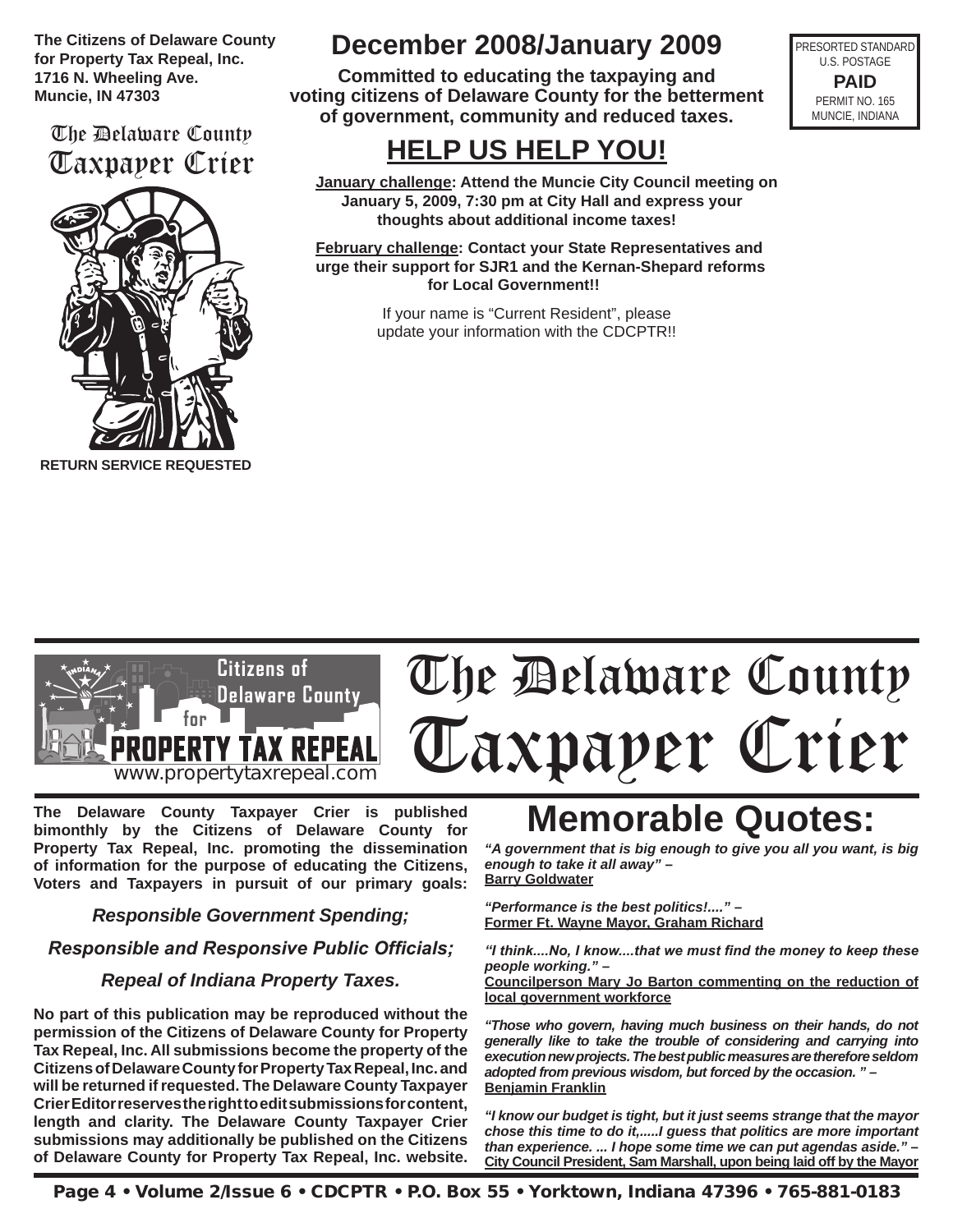The Citizens of Delaware County for Property Tax Repeal, Inc.
1716 N. Wheeling Ave.
Muncie, IN 47303

The Delaware County Taxpayer Crier

RETURN SERVICE REQUESTED

# December 2008/January 2009

**Committed to educating the taxpaying and voting citizens of Delaware County for the betterment of government, community and reduced taxes.**

PRESORTED STANDARD
U.S. POSTAGE
**PAID**
PERMIT NO. 165
MUNCIE, INDIANA

## HELP US HELP YOU!

**January challenge: Attend the Muncie City Council meeting on January 5, 2009, 7:30 pm at City Hall and express your thoughts about additional income taxes!**

**February challenge: Contact your State Representatives and urge their support for SJR1 and the Kernan-Shepard reforms for Local Government!!**

If your name is "Current Resident", please update your information with the CDCPTR!!

Citizens of Delaware County for PROPERTY TAX REPEAL
www.propertytaxrepeal.com

# The Delaware County Taxpayer Crier

**The Delaware County Taxpayer Crier is published bimonthly by the Citizens of Delaware County for Property Tax Repeal, Inc. promoting the dissemination of information for the purpose of educating the Citizens, Voters and Taxpayers in pursuit of our primary goals:**

***Responsible Government Spending;***

***Responsible and Responsive Public Officials;***

***Repeal of Indiana Property Taxes.***

**No part of this publication may be reproduced without the permission of the Citizens of Delaware County for Property Tax Repeal, Inc. All submissions become the property of the Citizens of Delaware County for Property Tax Repeal, Inc. and will be returned if requested. The Delaware County Taxpayer Crier Editor reserves the right to edit submissions for content, length and clarity. The Delaware County Taxpayer Crier submissions may additionally be published on the Citizens of Delaware County for Property Tax Repeal, Inc. website.**

# Memorable Quotes:

***"A government that is big enough to give you all you want, is big enough to take it all away"* –**
**Barry Goldwater**

***"Performance is the best politics!...."* –**
**Former Ft. Wayne Mayor, Graham Richard**

***"I think....No, I know....that we must find the money to keep these people working."* –**
**Councilperson Mary Jo Barton commenting on the reduction of local government workforce**

***"Those who govern, having much business on their hands, do not generally like to take the trouble of considering and carrying into execution new projects. The best public measures are therefore seldom adopted from previous wisdom, but forced by the occasion. "* –**
**Benjamin Franklin**

***"I know our budget is tight, but it just seems strange that the mayor chose this time to do it,.....I guess that politics are more important than experience. ... I hope some time we can put agendas aside."* –**
**City Council President, Sam Marshall, upon being laid off by the Mayor**

Page 4 • Volume 2/Issue 6 • CDCPTR • P.O. Box 55 • Yorktown, Indiana 47396 • 765-881-0183